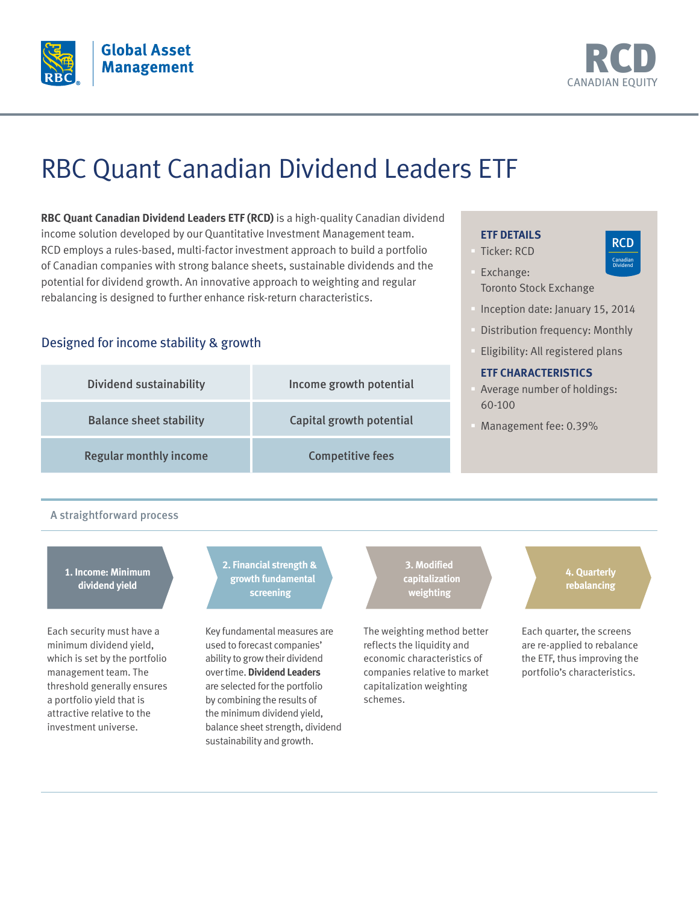RBC Global Asset Management

# RCD

CANADIAN EQUITY

# RBC Quant Canadian Dividend Leaders ETF

**RBC Quant Canadian Dividend Leaders ETF (RCD)** is a high-quality Canadian dividend income solution developed by our Quantitative Investment Management team. RCD employs a rules-based, multi-factor investment approach to build a portfolio of Canadian companies with strong balance sheets, sustainable dividends and the potential for dividend growth. An innovative approach to weighting and regular rebalancing is designed to further enhance risk-return characteristics.

## Designed for income stability & growth

| Dividend sustainability | Income growth potential |
|---|---|
| Balance sheet stability | Capital growth potential |
| Regular monthly income | Competitive fees |

### ETF DETAILS

- Ticker: RCD
- Exchange: Toronto Stock Exchange
- Inception date: January 15, 2014
- Distribution frequency: Monthly
- Eligibility: All registered plans

### ETF CHARACTERISTICS

- Average number of holdings: 60-100
- Management fee: 0.39%

## A straightforward process

**1. Income: Minimum dividend yield**

Each security must have a minimum dividend yield, which is set by the portfolio management team. The threshold generally ensures a portfolio yield that is attractive relative to the investment universe.

**2. Financial strength & growth fundamental screening**

Key fundamental measures are used to forecast companies' ability to grow their dividend over time. **Dividend Leaders** are selected for the portfolio by combining the results of the minimum dividend yield, balance sheet strength, dividend sustainability and growth.

**3. Modified capitalization weighting**

The weighting method better reflects the liquidity and economic characteristics of companies relative to market capitalization weighting schemes.

**4. Quarterly rebalancing**

Each quarter, the screens are re-applied to rebalance the ETF, thus improving the portfolio's characteristics.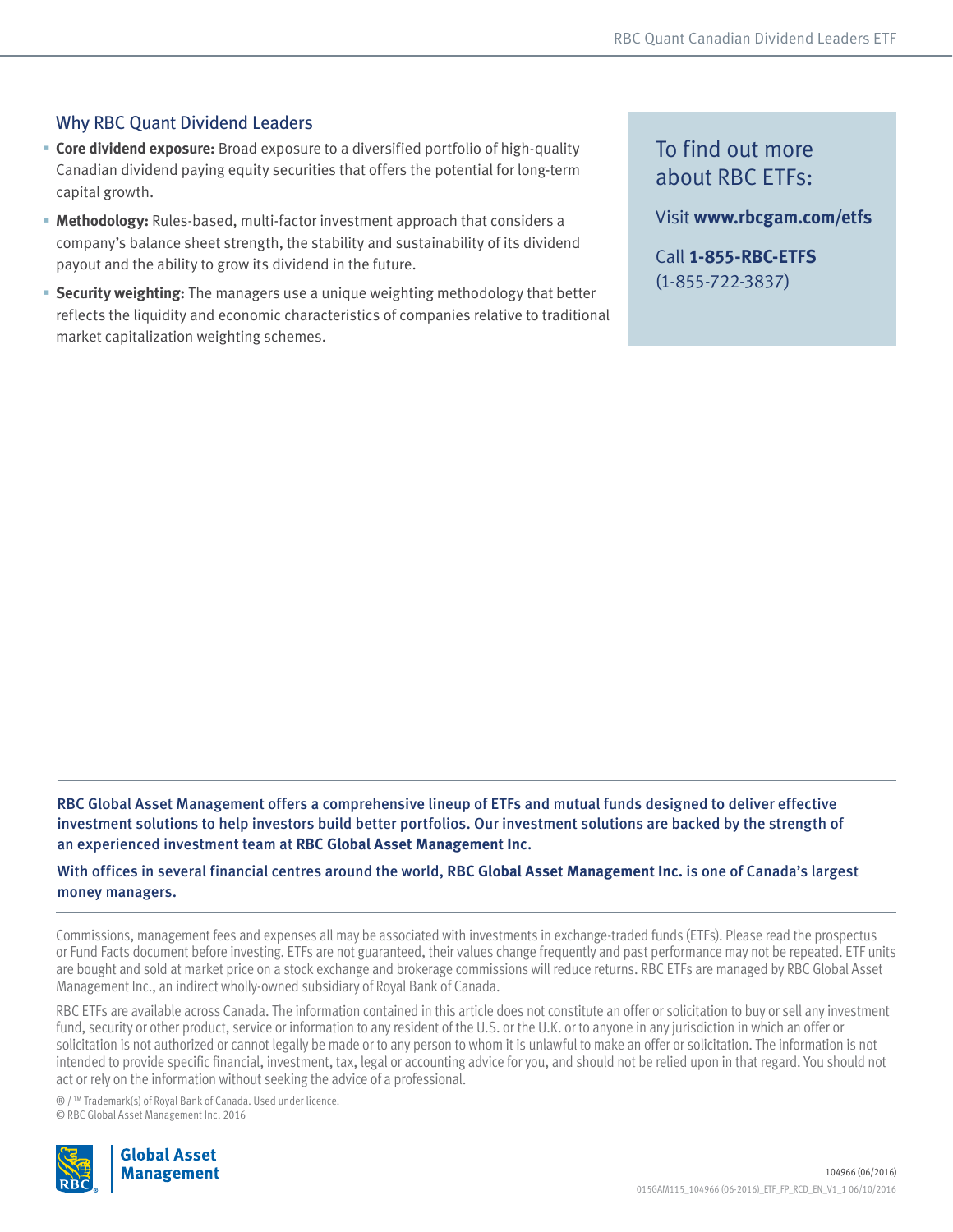## Why RBC Quant Dividend Leaders

- **Core dividend exposure:** Broad exposure to a diversified portfolio of high-quality Canadian dividend paying equity securities that offers the potential for long-term capital growth.
- **Methodology:** Rules-based, multi-factor investment approach that considers a company's balance sheet strength, the stability and sustainability of its dividend payout and the ability to grow its dividend in the future.
- **Security weighting:** The managers use a unique weighting methodology that better reflects the liquidity and economic characteristics of companies relative to traditional market capitalization weighting schemes.

### To find out more about RBC ETFs:

Visit **www.rbcgam.com/etfs**

Call **1-855-RBC-ETFS** (1-855-722-3837)

**RBC Global Asset Management offers a comprehensive lineup of ETFs and mutual funds designed to deliver effective investment solutions to help investors build better portfolios. Our investment solutions are backed by the strength of an experienced investment team at RBC Global Asset Management Inc.**

**With offices in several financial centres around the world, RBC Global Asset Management Inc. is one of Canada's largest money managers.**

Commissions, management fees and expenses all may be associated with investments in exchange-traded funds (ETFs). Please read the prospectus or Fund Facts document before investing. ETFs are not guaranteed, their values change frequently and past performance may not be repeated. ETF units are bought and sold at market price on a stock exchange and brokerage commissions will reduce returns. RBC ETFs are managed by RBC Global Asset Management Inc., an indirect wholly-owned subsidiary of Royal Bank of Canada.

RBC ETFs are available across Canada. The information contained in this article does not constitute an offer or solicitation to buy or sell any investment fund, security or other product, service or information to any resident of the U.S. or the U.K. or to anyone in any jurisdiction in which an offer or solicitation is not authorized or cannot legally be made or to any person to whom it is unlawful to make an offer or solicitation. The information is not intended to provide specific financial, investment, tax, legal or accounting advice for you, and should not be relied upon in that regard. You should not act or rely on the information without seeking the advice of a professional.

® / ™ Trademark(s) of Royal Bank of Canada. Used under licence.
© RBC Global Asset Management Inc. 2016

Global Asset Management

104966 (06/2016)

015GAM115_104966 (06-2016)_ETF_FP_RCD_EN_V1_1 06/10/2016